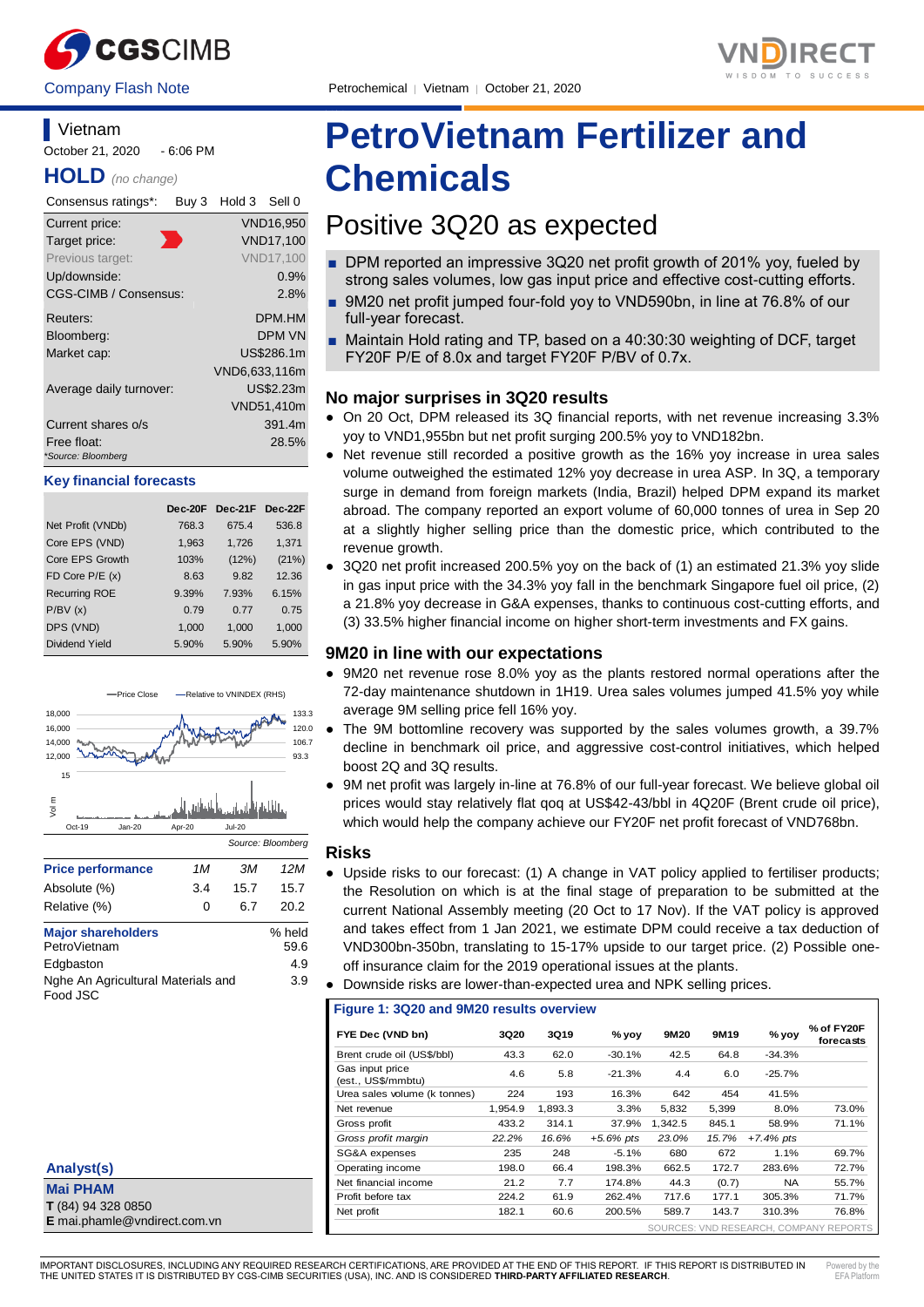Company Flash Note

Petrochemical | Vietnam | October 21, 2020

# PetroVietnam Fertilizer and Chemicals

## Positive 3Q20 as expected

- DPM reported an impressive 3Q20 net profit growth of 201% yoy, fueled by strong sales volumes, low gas input price and effective cost-cutting efforts.
- 9M20 net profit jumped four-fold yoy to VND590bn, in line at 76.8% of our full-year forecast.
- Maintain Hold rating and TP, based on a 40:30:30 weighting of DCF, target FY20F P/E of 8.0x and target FY20F P/BV of 0.7x.

Vietnam

October 21, 2020 - 6:06 PM

**HOLD** *(no change)*

| Consensus ratings*: | Buy 3 | Hold 3 | Sell 0 |
|---|---|---|---|

| | |
|---|---|
| Current price: | VND16,950 |
| Target price: | VND17,100 |
| Previous target: | VND17,100 |
| Up/downside: | 0.9% |
| CGS-CIMB / Consensus: | 2.8% |
| Reuters: | DPM.HM |
| Bloomberg: | DPM VN |
| Market cap: | US$286.1m |
| | VND6,633,116m |
| Average daily turnover: | US$2.23m |
| | VND51,410m |
| Current shares o/s | 391.4m |
| Free float: | 28.5% |

*Source: Bloomberg

### Key financial forecasts

| | Dec-20F | Dec-21F | Dec-22F |
|---|---|---|---|
| Net Profit (VNDb) | 768.3 | 675.4 | 536.8 |
| Core EPS (VND) | 1,963 | 1,726 | 1,371 |
| Core EPS Growth | 103% | (12%) | (21%) |
| FD Core P/E (x) | 8.63 | 9.82 | 12.36 |
| Recurring ROE | 9.39% | 7.93% | 6.15% |
| P/BV (x) | 0.79 | 0.77 | 0.75 |
| DPS (VND) | 1,000 | 1,000 | 1,000 |
| Dividend Yield | 5.90% | 5.90% | 5.90% |

Source: Bloomberg

| Price performance | 1M | 3M | 12M |
|---|---|---|---|
| Absolute (%) | 3.4 | 15.7 | 15.7 |
| Relative (%) | 0 | 6.7 | 20.2 |

| Major shareholders | % held |
|---|---|
| PetroVietnam | 59.6 |
| Edgbaston | 4.9 |
| Nghe An Agricultural Materials and Food JSC | 3.9 |

### No major surprises in 3Q20 results

- On 20 Oct, DPM released its 3Q financial reports, with net revenue increasing 3.3% yoy to VND1,955bn but net profit surging 200.5% yoy to VND182bn.
- Net revenue still recorded a positive growth as the 16% yoy increase in urea sales volume outweighed the estimated 12% yoy decrease in urea ASP. In 3Q, a temporary surge in demand from foreign markets (India, Brazil) helped DPM expand its market abroad. The company reported an export volume of 60,000 tonnes of urea in Sep 20 at a slightly higher selling price than the domestic price, which contributed to the revenue growth.
- 3Q20 net profit increased 200.5% yoy on the back of (1) an estimated 21.3% yoy slide in gas input price with the 34.3% yoy fall in the benchmark Singapore fuel oil price, (2) a 21.8% yoy decrease in G&A expenses, thanks to continuous cost-cutting efforts, and (3) 33.5% higher financial income on higher short-term investments and FX gains.

### 9M20 in line with our expectations

- 9M20 net revenue rose 8.0% yoy as the plants restored normal operations after the 72-day maintenance shutdown in 1H19. Urea sales volumes jumped 41.5% yoy while average 9M selling price fell 16% yoy.
- The 9M bottomline recovery was supported by the sales volumes growth, a 39.7% decline in benchmark oil price, and aggressive cost-control initiatives, which helped boost 2Q and 3Q results.
- 9M net profit was largely in-line at 76.8% of our full-year forecast. We believe global oil prices would stay relatively flat qoq at US$42-43/bbl in 4Q20F (Brent crude oil price), which would help the company achieve our FY20F net profit forecast of VND768bn.

### Risks

- Upside risks to our forecast: (1) A change in VAT policy applied to fertiliser products; the Resolution on which is at the final stage of preparation to be submitted at the current National Assembly meeting (20 Oct to 17 Nov). If the VAT policy is approved and takes effect from 1 Jan 2021, we estimate DPM could receive a tax deduction of VND300bn-350bn, translating to 15-17% upside to our target price. (2) Possible one-off insurance claim for the 2019 operational issues at the plants.
- Downside risks are lower-than-expected urea and NPK selling prices.

**Figure 1: 3Q20 and 9M20 results overview**

| FYE Dec (VND bn) | 3Q20 | 3Q19 | % yoy | 9M20 | 9M19 | % yoy | % of FY20F forecasts |
|---|---|---|---|---|---|---|---|
| Brent crude oil (US$/bbl) | 43.3 | 62.0 | -30.1% | 42.5 | 64.8 | -34.3% | |
| Gas input price (est., US$/mmbtu) | 4.6 | 5.8 | -21.3% | 4.4 | 6.0 | -25.7% | |
| Urea sales volume (k tonnes) | 224 | 193 | 16.3% | 642 | 454 | 41.5% | |
| Net revenue | 1,954.9 | 1,893.3 | 3.3% | 5,832 | 5,399 | 8.0% | 73.0% |
| Gross profit | 433.2 | 314.1 | 37.9% | 1,342.5 | 845.1 | 58.9% | 71.1% |
| *Gross profit margin* | *22.2%* | *16.6%* | *+5.6% pts* | *23.0%* | *15.7%* | *+7.4% pts* | |
| SG&A expenses | 235 | 248 | -5.1% | 680 | 672 | 1.1% | 69.7% |
| Operating income | 198.0 | 66.4 | 198.3% | 662.5 | 172.7 | 283.6% | 72.7% |
| Net financial income | 21.2 | 7.7 | 174.8% | 44.3 | (0.7) | NA | 55.7% |
| Profit before tax | 224.2 | 61.9 | 262.4% | 717.6 | 177.1 | 305.3% | 71.7% |
| Net profit | 182.1 | 60.6 | 200.5% | 589.7 | 143.7 | 310.3% | 76.8% |

SOURCES: VND RESEARCH, COMPANY REPORTS

**Analyst(s)**

**Mai PHAM**

**T** (84) 94 328 0850

**E** mai.phamle@vndirect.com.vn

IMPORTANT DISCLOSURES, INCLUDING ANY REQUIRED RESEARCH CERTIFICATIONS, ARE PROVIDED AT THE END OF THIS REPORT. IF THIS REPORT IS DISTRIBUTED IN THE UNITED STATES IT IS DISTRIBUTED BY CGS-CIMB SECURITIES (USA), INC. AND IS CONSIDERED **THIRD-PARTY AFFILIATED RESEARCH**.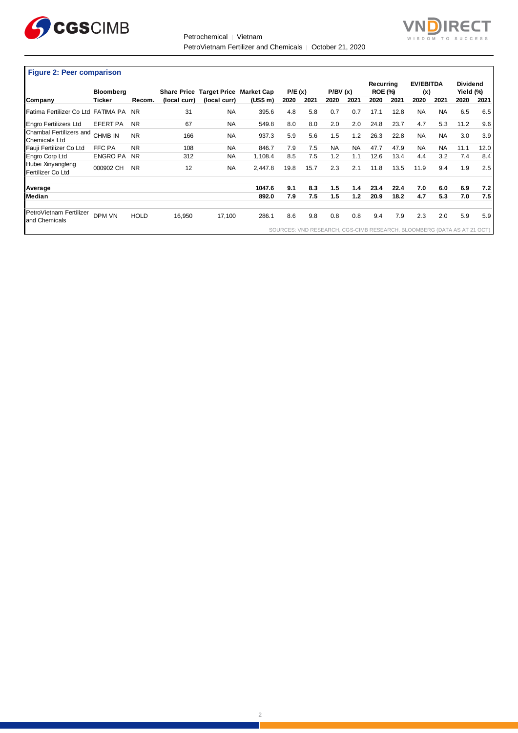**Figure 2: Peer comparison**

| Company | Bloomberg Ticker | Recom. | Share Price (local curr) | Target Price (local curr) | Market Cap (US$ m) | P/E (x) 2020 | P/E (x) 2021 | P/BV (x) 2020 | P/BV (x) 2021 | Recurring ROE (%) 2020 | Recurring ROE (%) 2021 | EV/EBITDA (x) 2020 | EV/EBITDA (x) 2021 | Dividend Yield (%) 2020 | Dividend Yield (%) 2021 |
|---|---|---|---|---|---|---|---|---|---|---|---|---|---|---|---|
| Fatima Fertilizer Co Ltd | FATIMA PA | NR | 31 | NA | 395.6 | 4.8 | 5.8 | 0.7 | 0.7 | 17.1 | 12.8 | NA | NA | 6.5 | 6.5 |
| Engro Fertilizers Ltd | EFERT PA | NR | 67 | NA | 549.8 | 8.0 | 8.0 | 2.0 | 2.0 | 24.8 | 23.7 | 4.7 | 5.3 | 11.2 | 9.6 |
| Chambal Fertilizers and Chemicals Ltd | CHMB IN | NR | 166 | NA | 937.3 | 5.9 | 5.6 | 1.5 | 1.2 | 26.3 | 22.8 | NA | NA | 3.0 | 3.9 |
| Fauji Fertilizer Co Ltd | FFC PA | NR | 108 | NA | 846.7 | 7.9 | 7.5 | NA | NA | 47.7 | 47.9 | NA | NA | 11.1 | 12.0 |
| Engro Corp Ltd | ENGRO PA | NR | 312 | NA | 1,108.4 | 8.5 | 7.5 | 1.2 | 1.1 | 12.6 | 13.4 | 4.4 | 3.2 | 7.4 | 8.4 |
| Hubei Xinyangfeng Fertilizer Co Ltd | 000902 CH | NR | 12 | NA | 2,447.8 | 19.8 | 15.7 | 2.3 | 2.1 | 11.8 | 13.5 | 11.9 | 9.4 | 1.9 | 2.5 |
| **Average** | | | | | **1047.6** | **9.1** | **8.3** | **1.5** | **1.4** | **23.4** | **22.4** | **7.0** | **6.0** | **6.9** | **7.2** |
| **Median** | | | | | **892.0** | **7.9** | **7.5** | **1.5** | **1.2** | **20.9** | **18.2** | **4.7** | **5.3** | **7.0** | **7.5** |
| PetroVietnam Fertilizer and Chemicals | DPM VN | HOLD | 16,950 | 17,100 | 286.1 | 8.6 | 9.8 | 0.8 | 0.8 | 9.4 | 7.9 | 2.3 | 2.0 | 5.9 | 5.9 |

SOURCES: VND RESEARCH, CGS-CIMB RESEARCH, BLOOMBERG (DATA AS AT 21 OCT)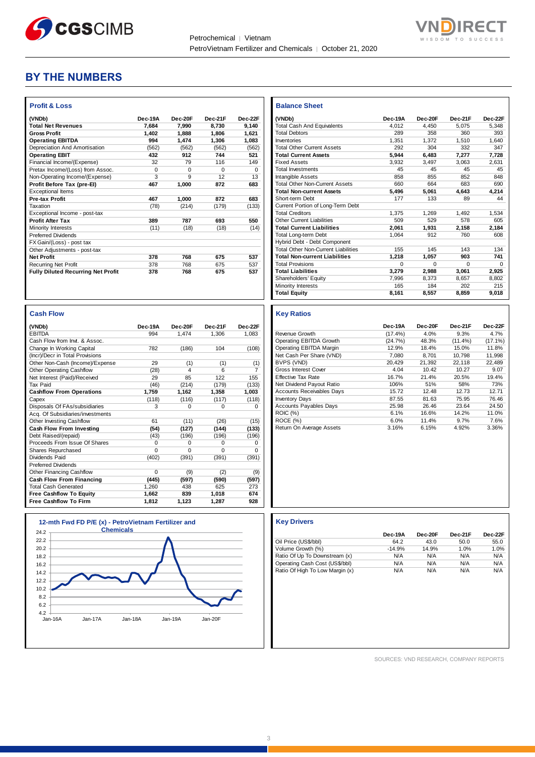# BY THE NUMBERS

## Profit & Loss

| (VNDb) | Dec-19A | Dec-20F | Dec-21F | Dec-22F |
|---|---|---|---|---|
| **Total Net Revenues** | **7,684** | **7,990** | **8,730** | **9,140** |
| **Gross Profit** | **1,402** | **1,888** | **1,806** | **1,621** |
| **Operating EBITDA** | **994** | **1,474** | **1,306** | **1,083** |
| Depreciation And Amortisation | (562) | (562) | (562) | (562) |
| **Operating EBIT** | **432** | **912** | **744** | **521** |
| Financial Income/(Expense) | 32 | 79 | 116 | 149 |
| Pretax Income/(Loss) from Assoc. | 0 | 0 | 0 | 0 |
| Non-Operating Income/(Expense) | 3 | 9 | 12 | 13 |
| **Profit Before Tax (pre-EI)** | **467** | **1,000** | **872** | **683** |
| Exceptional Items | | | | |
| **Pre-tax Profit** | **467** | **1,000** | **872** | **683** |
| Taxation | (78) | (214) | (179) | (133) |
| Exceptional Income - post-tax | | | | |
| **Profit After Tax** | **389** | **787** | **693** | **550** |
| Minority Interests | (11) | (18) | (18) | (14) |
| Preferred Dividends | | | | |
| FX Gain/(Loss) - post tax | | | | |
| Other Adjustments - post-tax | | | | |
| **Net Profit** | **378** | **768** | **675** | **537** |
| Recurring Net Profit | 378 | 768 | 675 | 537 |
| **Fully Diluted Recurring Net Profit** | **378** | **768** | **675** | **537** |

## Balance Sheet

| (VNDb) | Dec-19A | Dec-20F | Dec-21F | Dec-22F |
|---|---|---|---|---|
| Total Cash And Equivalents | 4,012 | 4,450 | 5,075 | 5,348 |
| Total Debtors | 289 | 358 | 360 | 393 |
| Inventories | 1,351 | 1,372 | 1,510 | 1,640 |
| Total Other Current Assets | 292 | 304 | 332 | 347 |
| **Total Current Assets** | **5,944** | **6,483** | **7,277** | **7,728** |
| Fixed Assets | 3,932 | 3,497 | 3,063 | 2,631 |
| Total Investments | 45 | 45 | 45 | 45 |
| Intangible Assets | 858 | 855 | 852 | 848 |
| Total Other Non-Current Assets | 660 | 664 | 683 | 690 |
| **Total Non-current Assets** | **5,496** | **5,061** | **4,643** | **4,214** |
| Short-term Debt | 177 | 133 | 89 | 44 |
| Current Portion of Long-Term Debt | | | | |
| Total Creditors | 1,375 | 1,269 | 1,492 | 1,534 |
| Other Current Liabilities | 509 | 529 | 578 | 605 |
| **Total Current Liabilities** | **2,061** | **1,931** | **2,158** | **2,184** |
| Total Long-term Debt | 1,064 | 912 | 760 | 608 |
| Hybrid Debt - Debt Component | | | | |
| Total Other Non-Current Liabilities | 155 | 145 | 143 | 134 |
| **Total Non-current Liabilities** | **1,218** | **1,057** | **903** | **741** |
| Total Provisions | 0 | 0 | 0 | 0 |
| **Total Liabilities** | **3,279** | **2,988** | **3,061** | **2,925** |
| Shareholders' Equity | 7,996 | 8,373 | 8,657 | 8,802 |
| Minority Interests | 165 | 184 | 202 | 215 |
| **Total Equity** | **8,161** | **8,557** | **8,859** | **9,018** |

## Cash Flow

| (VNDb) | Dec-19A | Dec-20F | Dec-21F | Dec-22F |
|---|---|---|---|---|
| EBITDA | 994 | 1,474 | 1,306 | 1,083 |
| Cash Flow from Invt. & Assoc. | | | | |
| Change In Working Capital | 782 | (186) | 104 | (108) |
| (Incr)/Decr in Total Provisions | | | | |
| Other Non-Cash (Income)/Expense | 29 | (1) | (1) | (1) |
| Other Operating Cashflow | (28) | 4 | 6 | 7 |
| Net Interest (Paid)/Received | 29 | 85 | 122 | 155 |
| Tax Paid | (46) | (214) | (179) | (133) |
| **Cashflow From Operations** | **1,759** | **1,162** | **1,358** | **1,003** |
| Capex | (118) | (116) | (117) | (118) |
| Disposals Of FAs/subsidiaries | 3 | 0 | 0 | 0 |
| Acq. Of Subsidiaries/investments | | | | |
| Other Investing Cashflow | 61 | (11) | (26) | (15) |
| **Cash Flow From Investing** | **(54)** | **(127)** | **(144)** | **(133)** |
| Debt Raised/(repaid) | (43) | (196) | (196) | (196) |
| Proceeds From Issue Of Shares | 0 | 0 | 0 | 0 |
| Shares Repurchased | 0 | 0 | 0 | 0 |
| Dividends Paid | (402) | (391) | (391) | (391) |
| Preferred Dividends | | | | |
| Other Financing Cashflow | 0 | (9) | (2) | (9) |
| **Cash Flow From Financing** | **(445)** | **(597)** | **(590)** | **(597)** |
| Total Cash Generated | 1,260 | 438 | 625 | 273 |
| **Free Cashflow To Equity** | **1,662** | **839** | **1,018** | **674** |
| **Free Cashflow To Firm** | **1,812** | **1,123** | **1,287** | **928** |

## Key Ratios

| | Dec-19A | Dec-20F | Dec-21F | Dec-22F |
|---|---|---|---|---|
| Revenue Growth | (17.4%) | 4.0% | 9.3% | 4.7% |
| Operating EBITDA Growth | (24.7%) | 48.3% | (11.4%) | (17.1%) |
| Operating EBITDA Margin | 12.9% | 18.4% | 15.0% | 11.8% |
| Net Cash Per Share (VND) | 7,080 | 8,701 | 10,798 | 11,998 |
| BVPS (VND) | 20,429 | 21,392 | 22,118 | 22,489 |
| Gross Interest Cover | 4.04 | 10.42 | 10.27 | 9.07 |
| Effective Tax Rate | 16.7% | 21.4% | 20.5% | 19.4% |
| Net Dividend Payout Ratio | 106% | 51% | 58% | 73% |
| Accounts Receivables Days | 15.72 | 12.48 | 12.73 | 12.71 |
| Inventory Days | 87.55 | 81.63 | 75.95 | 76.46 |
| Accounts Payables Days | 25.98 | 26.46 | 23.64 | 24.50 |
| ROIC (%) | 6.1% | 16.6% | 14.2% | 11.0% |
| ROCE (%) | 6.0% | 11.4% | 9.7% | 7.6% |
| Return On Average Assets | 3.16% | 6.15% | 4.92% | 3.36% |

## 12-mth Fwd FD P/E (x) - PetroVietnam Fertilizer and Chemicals

## Key Drivers

| | Dec-19A | Dec-20F | Dec-21F | Dec-22F |
|---|---|---|---|---|
| Oil Price (US$/bbl) | 64.2 | 43.0 | 50.0 | 55.0 |
| Volume Growth (%) | -14.9% | 14.9% | 1.0% | 1.0% |
| Ratio Of Up To Downstream (x) | N/A | N/A | N/A | N/A |
| Operating Cash Cost (US$/bbl) | N/A | N/A | N/A | N/A |
| Ratio Of High To Low Margin (x) | N/A | N/A | N/A | N/A |

SOURCES: VND RESEARCH, COMPANY REPORTS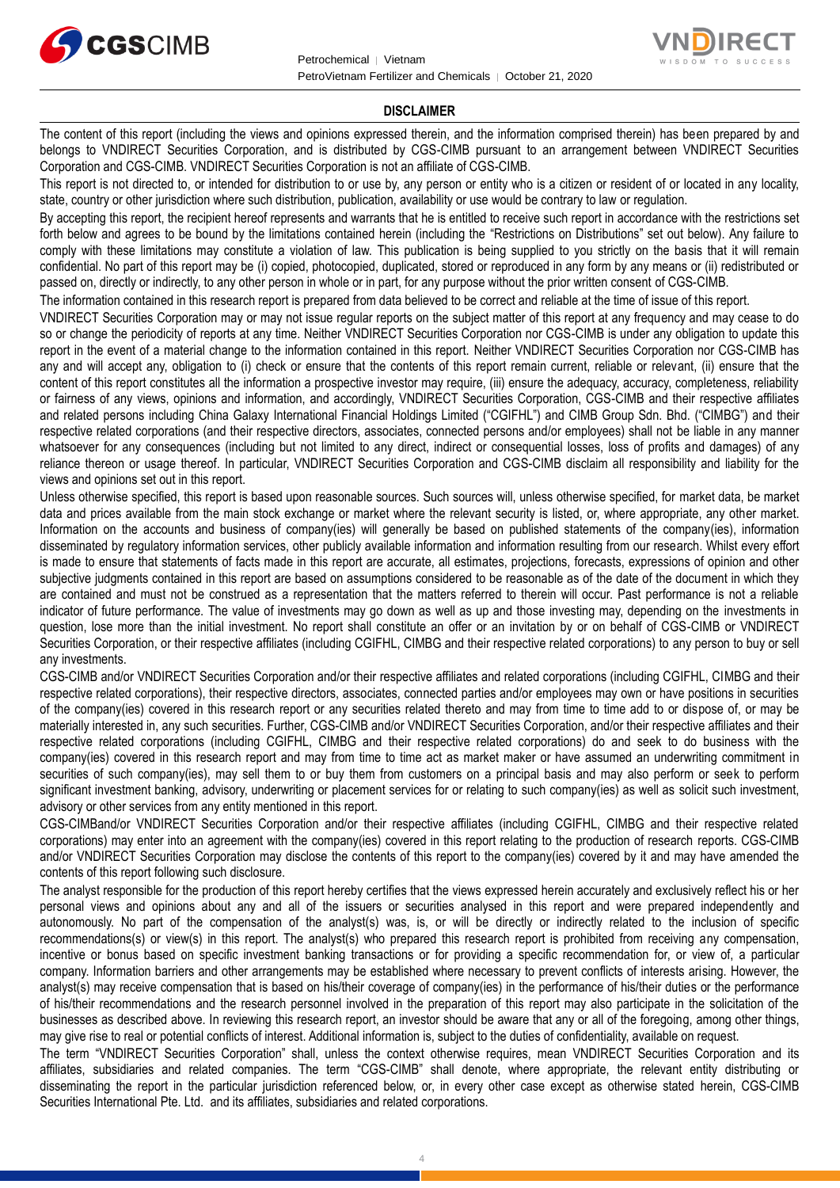## DISCLAIMER

The content of this report (including the views and opinions expressed therein, and the information comprised therein) has been prepared by and belongs to VNDIRECT Securities Corporation, and is distributed by CGS-CIMB pursuant to an arrangement between VNDIRECT Securities Corporation and CGS-CIMB. VNDIRECT Securities Corporation is not an affiliate of CGS-CIMB.

This report is not directed to, or intended for distribution to or use by, any person or entity who is a citizen or resident of or located in any locality, state, country or other jurisdiction where such distribution, publication, availability or use would be contrary to law or regulation.

By accepting this report, the recipient hereof represents and warrants that he is entitled to receive such report in accordance with the restrictions set forth below and agrees to be bound by the limitations contained herein (including the "Restrictions on Distributions" set out below). Any failure to comply with these limitations may constitute a violation of law. This publication is being supplied to you strictly on the basis that it will remain confidential. No part of this report may be (i) copied, photocopied, duplicated, stored or reproduced in any form by any means or (ii) redistributed or passed on, directly or indirectly, to any other person in whole or in part, for any purpose without the prior written consent of CGS-CIMB.

The information contained in this research report is prepared from data believed to be correct and reliable at the time of issue of this report.

VNDIRECT Securities Corporation may or may not issue regular reports on the subject matter of this report at any frequency and may cease to do so or change the periodicity of reports at any time. Neither VNDIRECT Securities Corporation nor CGS-CIMB is under any obligation to update this report in the event of a material change to the information contained in this report. Neither VNDIRECT Securities Corporation nor CGS-CIMB has any and will accept any, obligation to (i) check or ensure that the contents of this report remain current, reliable or relevant, (ii) ensure that the content of this report constitutes all the information a prospective investor may require, (iii) ensure the adequacy, accuracy, completeness, reliability or fairness of any views, opinions and information, and accordingly, VNDIRECT Securities Corporation, CGS-CIMB and their respective affiliates and related persons including China Galaxy International Financial Holdings Limited ("CGIFHL") and CIMB Group Sdn. Bhd. ("CIMBG") and their respective related corporations (and their respective directors, associates, connected persons and/or employees) shall not be liable in any manner whatsoever for any consequences (including but not limited to any direct, indirect or consequential losses, loss of profits and damages) of any reliance thereon or usage thereof. In particular, VNDIRECT Securities Corporation and CGS-CIMB disclaim all responsibility and liability for the views and opinions set out in this report.

Unless otherwise specified, this report is based upon reasonable sources. Such sources will, unless otherwise specified, for market data, be market data and prices available from the main stock exchange or market where the relevant security is listed, or, where appropriate, any other market. Information on the accounts and business of company(ies) will generally be based on published statements of the company(ies), information disseminated by regulatory information services, other publicly available information and information resulting from our research. Whilst every effort is made to ensure that statements of facts made in this report are accurate, all estimates, projections, forecasts, expressions of opinion and other subjective judgments contained in this report are based on assumptions considered to be reasonable as of the date of the document in which they are contained and must not be construed as a representation that the matters referred to therein will occur. Past performance is not a reliable indicator of future performance. The value of investments may go down as well as up and those investing may, depending on the investments in question, lose more than the initial investment. No report shall constitute an offer or an invitation by or on behalf of CGS-CIMB or VNDIRECT Securities Corporation, or their respective affiliates (including CGIFHL, CIMBG and their respective related corporations) to any person to buy or sell any investments.

CGS-CIMB and/or VNDIRECT Securities Corporation and/or their respective affiliates and related corporations (including CGIFHL, CIMBG and their respective related corporations), their respective directors, associates, connected parties and/or employees may own or have positions in securities of the company(ies) covered in this research report or any securities related thereto and may from time to time add to or dispose of, or may be materially interested in, any such securities. Further, CGS-CIMB and/or VNDIRECT Securities Corporation, and/or their respective affiliates and their respective related corporations (including CGIFHL, CIMBG and their respective related corporations) do and seek to do business with the company(ies) covered in this research report and may from time to time act as market maker or have assumed an underwriting commitment in securities of such company(ies), may sell them to or buy them from customers on a principal basis and may also perform or seek to perform significant investment banking, advisory, underwriting or placement services for or relating to such company(ies) as well as solicit such investment, advisory or other services from any entity mentioned in this report.

CGS-CIMBand/or VNDIRECT Securities Corporation and/or their respective affiliates (including CGIFHL, CIMBG and their respective related corporations) may enter into an agreement with the company(ies) covered in this report relating to the production of research reports. CGS-CIMB and/or VNDIRECT Securities Corporation may disclose the contents of this report to the company(ies) covered by it and may have amended the contents of this report following such disclosure.

The analyst responsible for the production of this report hereby certifies that the views expressed herein accurately and exclusively reflect his or her personal views and opinions about any and all of the issuers or securities analysed in this report and were prepared independently and autonomously. No part of the compensation of the analyst(s) was, is, or will be directly or indirectly related to the inclusion of specific recommendations(s) or view(s) in this report. The analyst(s) who prepared this research report is prohibited from receiving any compensation, incentive or bonus based on specific investment banking transactions or for providing a specific recommendation for, or view of, a particular company. Information barriers and other arrangements may be established where necessary to prevent conflicts of interests arising. However, the analyst(s) may receive compensation that is based on his/their coverage of company(ies) in the performance of his/their duties or the performance of his/their recommendations and the research personnel involved in the preparation of this report may also participate in the solicitation of the businesses as described above. In reviewing this research report, an investor should be aware that any or all of the foregoing, among other things, may give rise to real or potential conflicts of interest. Additional information is, subject to the duties of confidentiality, available on request.

The term "VNDIRECT Securities Corporation" shall, unless the context otherwise requires, mean VNDIRECT Securities Corporation and its affiliates, subsidiaries and related companies. The term "CGS-CIMB" shall denote, where appropriate, the relevant entity distributing or disseminating the report in the particular jurisdiction referenced below, or, in every other case except as otherwise stated herein, CGS-CIMB Securities International Pte. Ltd. and its affiliates, subsidiaries and related corporations.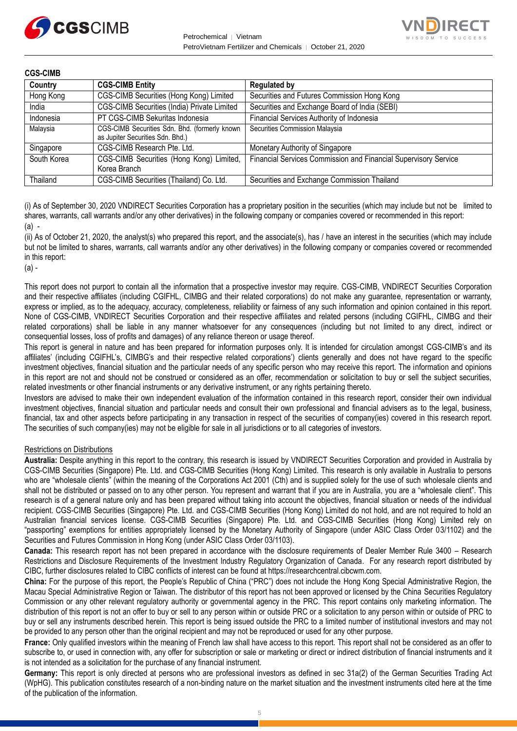**CGS-CIMB**

| Country | CGS-CIMB Entity | Regulated by |
|---|---|---|
| Hong Kong | CGS-CIMB Securities (Hong Kong) Limited | Securities and Futures Commission Hong Kong |
| India | CGS-CIMB Securities (India) Private Limited | Securities and Exchange Board of India (SEBI) |
| Indonesia | PT CGS-CIMB Sekuritas Indonesia | Financial Services Authority of Indonesia |
| Malaysia | CGS-CIMB Securities Sdn. Bhd. (formerly known as Jupiter Securities Sdn. Bhd.) | Securities Commission Malaysia |
| Singapore | CGS-CIMB Research Pte. Ltd. | Monetary Authority of Singapore |
| South Korea | CGS-CIMB Securities (Hong Kong) Limited, Korea Branch | Financial Services Commission and Financial Supervisory Service |
| Thailand | CGS-CIMB Securities (Thailand) Co. Ltd. | Securities and Exchange Commission Thailand |

(i) As of September 30, 2020 VNDIRECT Securities Corporation has a proprietary position in the securities (which may include but not be limited to shares, warrants, call warrants and/or any other derivatives) in the following company or companies covered or recommended in this report:
(a) -

(ii) As of October 21, 2020, the analyst(s) who prepared this report, and the associate(s), has / have an interest in the securities (which may include but not be limited to shares, warrants, call warrants and/or any other derivatives) in the following company or companies covered or recommended in this report:
(a) -

This report does not purport to contain all the information that a prospective investor may require. CGS-CIMB, VNDIRECT Securities Corporation and their respective affiliates (including CGIFHL, CIMBG and their related corporations) do not make any guarantee, representation or warranty, express or implied, as to the adequacy, accuracy, completeness, reliability or fairness of any such information and opinion contained in this report. None of CGS-CIMB, VNDIRECT Securities Corporation and their respective affiliates and related persons (including CGIFHL, CIMBG and their related corporations) shall be liable in any manner whatsoever for any consequences (including but not limited to any direct, indirect or consequential losses, loss of profits and damages) of any reliance thereon or usage thereof.

This report is general in nature and has been prepared for information purposes only. It is intended for circulation amongst CGS-CIMB's and its affiliates' (including CGIFHL's, CIMBG's and their respective related corporations') clients generally and does not have regard to the specific investment objectives, financial situation and the particular needs of any specific person who may receive this report. The information and opinions in this report are not and should not be construed or considered as an offer, recommendation or solicitation to buy or sell the subject securities, related investments or other financial instruments or any derivative instrument, or any rights pertaining thereto.

Investors are advised to make their own independent evaluation of the information contained in this research report, consider their own individual investment objectives, financial situation and particular needs and consult their own professional and financial advisers as to the legal, business, financial, tax and other aspects before participating in any transaction in respect of the securities of company(ies) covered in this research report. The securities of such company(ies) may not be eligible for sale in all jurisdictions or to all categories of investors.

Restrictions on Distributions

**Australia:** Despite anything in this report to the contrary, this research is issued by VNDIRECT Securities Corporation and provided in Australia by CGS-CIMB Securities (Singapore) Pte. Ltd. and CGS-CIMB Securities (Hong Kong) Limited. This research is only available in Australia to persons who are "wholesale clients" (within the meaning of the Corporations Act 2001 (Cth) and is supplied solely for the use of such wholesale clients and shall not be distributed or passed on to any other person. You represent and warrant that if you are in Australia, you are a "wholesale client". This research is of a general nature only and has been prepared without taking into account the objectives, financial situation or needs of the individual recipient. CGS-CIMB Securities (Singapore) Pte. Ltd. and CGS-CIMB Securities (Hong Kong) Limited do not hold, and are not required to hold an Australian financial services license. CGS-CIMB Securities (Singapore) Pte. Ltd. and CGS-CIMB Securities (Hong Kong) Limited rely on "passporting" exemptions for entities appropriately licensed by the Monetary Authority of Singapore (under ASIC Class Order 03/1102) and the Securities and Futures Commission in Hong Kong (under ASIC Class Order 03/1103).

**Canada:** This research report has not been prepared in accordance with the disclosure requirements of Dealer Member Rule 3400 – Research Restrictions and Disclosure Requirements of the Investment Industry Regulatory Organization of Canada. For any research report distributed by CIBC, further disclosures related to CIBC conflicts of interest can be found at https://researchcentral.cibcwm.com.

**China:** For the purpose of this report, the People's Republic of China ("PRC") does not include the Hong Kong Special Administrative Region, the Macau Special Administrative Region or Taiwan. The distributor of this report has not been approved or licensed by the China Securities Regulatory Commission or any other relevant regulatory authority or governmental agency in the PRC. This report contains only marketing information. The distribution of this report is not an offer to buy or sell to any person within or outside PRC or a solicitation to any person within or outside of PRC to buy or sell any instruments described herein. This report is being issued outside the PRC to a limited number of institutional investors and may not be provided to any person other than the original recipient and may not be reproduced or used for any other purpose.

**France:** Only qualified investors within the meaning of French law shall have access to this report. This report shall not be considered as an offer to subscribe to, or used in connection with, any offer for subscription or sale or marketing or direct or indirect distribution of financial instruments and it is not intended as a solicitation for the purchase of any financial instrument.

**Germany:** This report is only directed at persons who are professional investors as defined in sec 31a(2) of the German Securities Trading Act (WpHG). This publication constitutes research of a non-binding nature on the market situation and the investment instruments cited here at the time of the publication of the information.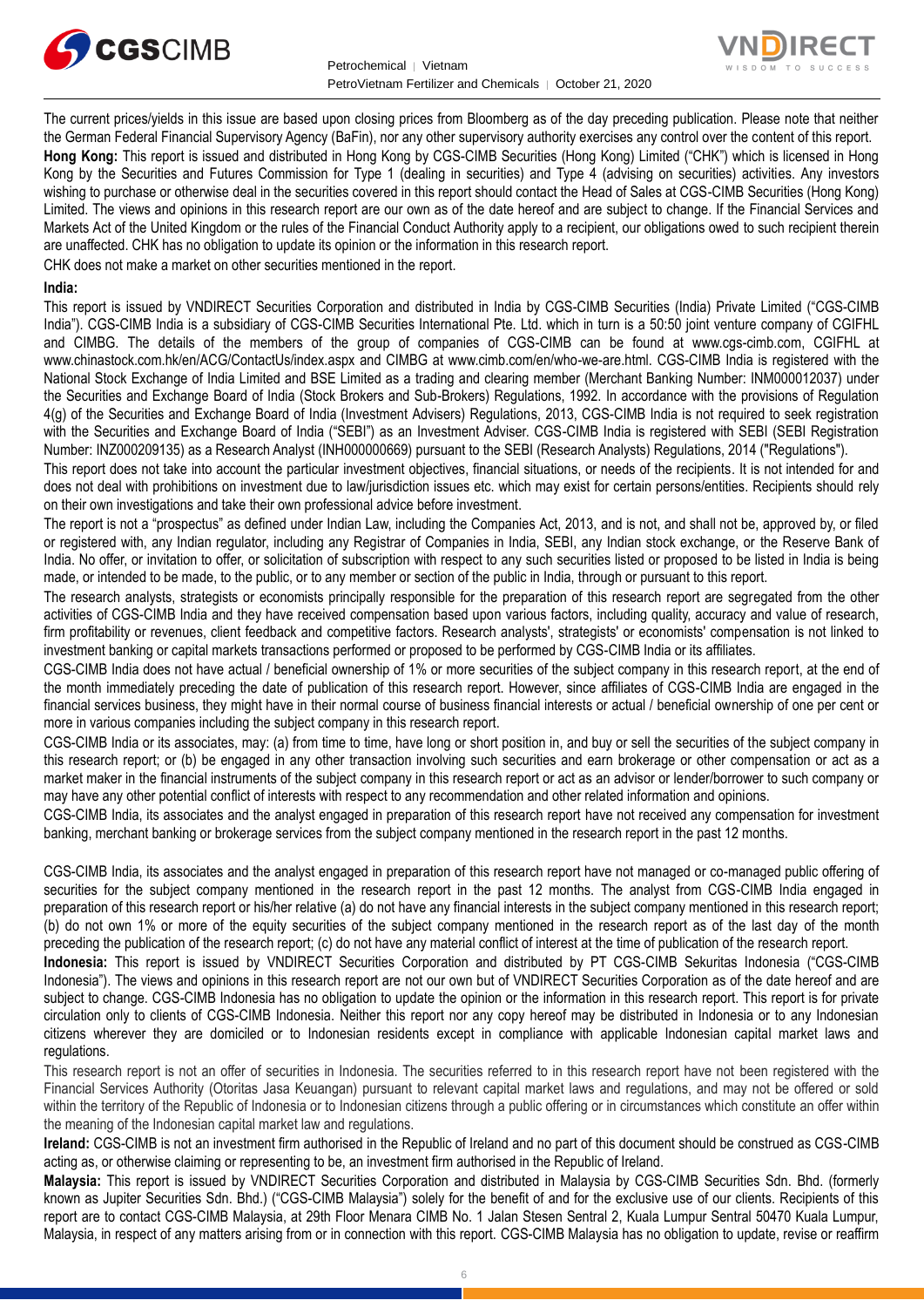The current prices/yields in this issue are based upon closing prices from Bloomberg as of the day preceding publication. Please note that neither the German Federal Financial Supervisory Agency (BaFin), nor any other supervisory authority exercises any control over the content of this report.

**Hong Kong:** This report is issued and distributed in Hong Kong by CGS-CIMB Securities (Hong Kong) Limited ("CHK") which is licensed in Hong Kong by the Securities and Futures Commission for Type 1 (dealing in securities) and Type 4 (advising on securities) activities. Any investors wishing to purchase or otherwise deal in the securities covered in this report should contact the Head of Sales at CGS-CIMB Securities (Hong Kong) Limited. The views and opinions in this research report are our own as of the date hereof and are subject to change. If the Financial Services and Markets Act of the United Kingdom or the rules of the Financial Conduct Authority apply to a recipient, our obligations owed to such recipient therein are unaffected. CHK has no obligation to update its opinion or the information in this research report.

CHK does not make a market on other securities mentioned in the report.

**India:**

This report is issued by VNDIRECT Securities Corporation and distributed in India by CGS-CIMB Securities (India) Private Limited ("CGS-CIMB India"). CGS-CIMB India is a subsidiary of CGS-CIMB Securities International Pte. Ltd. which in turn is a 50:50 joint venture company of CGIFHL and CIMBG. The details of the members of the group of companies of CGS-CIMB can be found at www.cgs-cimb.com, CGIFHL at www.chinastock.com.hk/en/ACG/ContactUs/index.aspx and CIMBG at www.cimb.com/en/who-we-are.html. CGS-CIMB India is registered with the National Stock Exchange of India Limited and BSE Limited as a trading and clearing member (Merchant Banking Number: INM000012037) under the Securities and Exchange Board of India (Stock Brokers and Sub-Brokers) Regulations, 1992. In accordance with the provisions of Regulation 4(g) of the Securities and Exchange Board of India (Investment Advisers) Regulations, 2013, CGS-CIMB India is not required to seek registration with the Securities and Exchange Board of India ("SEBI") as an Investment Adviser. CGS-CIMB India is registered with SEBI (SEBI Registration Number: INZ000209135) as a Research Analyst (INH000000669) pursuant to the SEBI (Research Analysts) Regulations, 2014 ("Regulations").

This report does not take into account the particular investment objectives, financial situations, or needs of the recipients. It is not intended for and does not deal with prohibitions on investment due to law/jurisdiction issues etc. which may exist for certain persons/entities. Recipients should rely on their own investigations and take their own professional advice before investment.

The report is not a "prospectus" as defined under Indian Law, including the Companies Act, 2013, and is not, and shall not be, approved by, or filed or registered with, any Indian regulator, including any Registrar of Companies in India, SEBI, any Indian stock exchange, or the Reserve Bank of India. No offer, or invitation to offer, or solicitation of subscription with respect to any such securities listed or proposed to be listed in India is being made, or intended to be made, to the public, or to any member or section of the public in India, through or pursuant to this report.

The research analysts, strategists or economists principally responsible for the preparation of this research report are segregated from the other activities of CGS-CIMB India and they have received compensation based upon various factors, including quality, accuracy and value of research, firm profitability or revenues, client feedback and competitive factors. Research analysts', strategists' or economists' compensation is not linked to investment banking or capital markets transactions performed or proposed to be performed by CGS-CIMB India or its affiliates.

CGS-CIMB India does not have actual / beneficial ownership of 1% or more securities of the subject company in this research report, at the end of the month immediately preceding the date of publication of this research report. However, since affiliates of CGS-CIMB India are engaged in the financial services business, they might have in their normal course of business financial interests or actual / beneficial ownership of one per cent or more in various companies including the subject company in this research report.

CGS-CIMB India or its associates, may: (a) from time to time, have long or short position in, and buy or sell the securities of the subject company in this research report; or (b) be engaged in any other transaction involving such securities and earn brokerage or other compensation or act as a market maker in the financial instruments of the subject company in this research report or act as an advisor or lender/borrower to such company or may have any other potential conflict of interests with respect to any recommendation and other related information and opinions.

CGS-CIMB India, its associates and the analyst engaged in preparation of this research report have not received any compensation for investment banking, merchant banking or brokerage services from the subject company mentioned in the research report in the past 12 months.

CGS-CIMB India, its associates and the analyst engaged in preparation of this research report have not managed or co-managed public offering of securities for the subject company mentioned in the research report in the past 12 months. The analyst from CGS-CIMB India engaged in preparation of this research report or his/her relative (a) do not have any financial interests in the subject company mentioned in this research report; (b) do not own 1% or more of the equity securities of the subject company mentioned in the research report as of the last day of the month preceding the publication of the research report; (c) do not have any material conflict of interest at the time of publication of the research report.

**Indonesia:** This report is issued by VNDIRECT Securities Corporation and distributed by PT CGS-CIMB Sekuritas Indonesia ("CGS-CIMB Indonesia"). The views and opinions in this research report are not our own but of VNDIRECT Securities Corporation as of the date hereof and are subject to change. CGS-CIMB Indonesia has no obligation to update the opinion or the information in this research report. This report is for private circulation only to clients of CGS-CIMB Indonesia. Neither this report nor any copy hereof may be distributed in Indonesia or to any Indonesian citizens wherever they are domiciled or to Indonesian residents except in compliance with applicable Indonesian capital market laws and regulations.

This research report is not an offer of securities in Indonesia. The securities referred to in this research report have not been registered with the Financial Services Authority (Otoritas Jasa Keuangan) pursuant to relevant capital market laws and regulations, and may not be offered or sold within the territory of the Republic of Indonesia or to Indonesian citizens through a public offering or in circumstances which constitute an offer within the meaning of the Indonesian capital market law and regulations.

**Ireland:** CGS-CIMB is not an investment firm authorised in the Republic of Ireland and no part of this document should be construed as CGS-CIMB acting as, or otherwise claiming or representing to be, an investment firm authorised in the Republic of Ireland.

**Malaysia:** This report is issued by VNDIRECT Securities Corporation and distributed in Malaysia by CGS-CIMB Securities Sdn. Bhd. (formerly known as Jupiter Securities Sdn. Bhd.) ("CGS-CIMB Malaysia") solely for the benefit of and for the exclusive use of our clients. Recipients of this report are to contact CGS-CIMB Malaysia, at 29th Floor Menara CIMB No. 1 Jalan Stesen Sentral 2, Kuala Lumpur Sentral 50470 Kuala Lumpur, Malaysia, in respect of any matters arising from or in connection with this report. CGS-CIMB Malaysia has no obligation to update, revise or reaffirm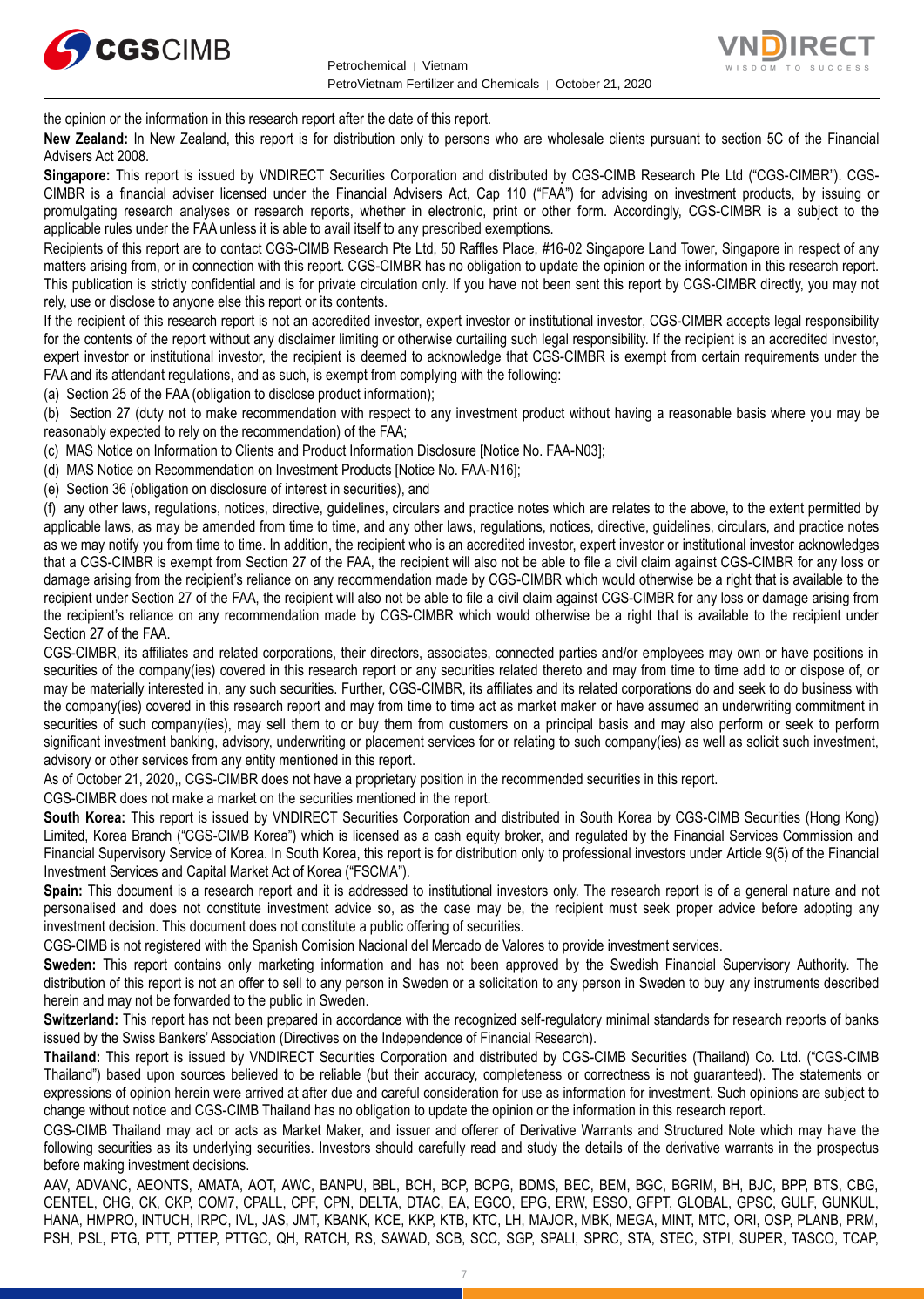the opinion or the information in this research report after the date of this report.

**New Zealand:** In New Zealand, this report is for distribution only to persons who are wholesale clients pursuant to section 5C of the Financial Advisers Act 2008.

**Singapore:** This report is issued by VNDIRECT Securities Corporation and distributed by CGS-CIMB Research Pte Ltd ("CGS-CIMBR"). CGS-CIMBR is a financial adviser licensed under the Financial Advisers Act, Cap 110 ("FAA") for advising on investment products, by issuing or promulgating research analyses or research reports, whether in electronic, print or other form. Accordingly, CGS-CIMBR is a subject to the applicable rules under the FAA unless it is able to avail itself to any prescribed exemptions.

Recipients of this report are to contact CGS-CIMB Research Pte Ltd, 50 Raffles Place, #16-02 Singapore Land Tower, Singapore in respect of any matters arising from, or in connection with this report. CGS-CIMBR has no obligation to update the opinion or the information in this research report. This publication is strictly confidential and is for private circulation only. If you have not been sent this report by CGS-CIMBR directly, you may not rely, use or disclose to anyone else this report or its contents.

If the recipient of this research report is not an accredited investor, expert investor or institutional investor, CGS-CIMBR accepts legal responsibility for the contents of the report without any disclaimer limiting or otherwise curtailing such legal responsibility. If the recipient is an accredited investor, expert investor or institutional investor, the recipient is deemed to acknowledge that CGS-CIMBR is exempt from certain requirements under the FAA and its attendant regulations, and as such, is exempt from complying with the following:

(a) Section 25 of the FAA (obligation to disclose product information);

(b) Section 27 (duty not to make recommendation with respect to any investment product without having a reasonable basis where you may be reasonably expected to rely on the recommendation) of the FAA;

(c) MAS Notice on Information to Clients and Product Information Disclosure [Notice No. FAA-N03];

(d) MAS Notice on Recommendation on Investment Products [Notice No. FAA-N16];

(e) Section 36 (obligation on disclosure of interest in securities), and

(f) any other laws, regulations, notices, directive, guidelines, circulars and practice notes which are relates to the above, to the extent permitted by applicable laws, as may be amended from time to time, and any other laws, regulations, notices, directive, guidelines, circulars, and practice notes as we may notify you from time to time. In addition, the recipient who is an accredited investor, expert investor or institutional investor acknowledges that a CGS-CIMBR is exempt from Section 27 of the FAA, the recipient will also not be able to file a civil claim against CGS-CIMBR for any loss or damage arising from the recipient's reliance on any recommendation made by CGS-CIMBR which would otherwise be a right that is available to the recipient under Section 27 of the FAA, the recipient will also not be able to file a civil claim against CGS-CIMBR for any loss or damage arising from the recipient's reliance on any recommendation made by CGS-CIMBR which would otherwise be a right that is available to the recipient under Section 27 of the FAA.

CGS-CIMBR, its affiliates and related corporations, their directors, associates, connected parties and/or employees may own or have positions in securities of the company(ies) covered in this research report or any securities related thereto and may from time to time add to or dispose of, or may be materially interested in, any such securities. Further, CGS-CIMBR, its affiliates and its related corporations do and seek to do business with the company(ies) covered in this research report and may from time to time act as market maker or have assumed an underwriting commitment in securities of such company(ies), may sell them to or buy them from customers on a principal basis and may also perform or seek to perform significant investment banking, advisory, underwriting or placement services for or relating to such company(ies) as well as solicit such investment, advisory or other services from any entity mentioned in this report.

As of October 21, 2020,, CGS-CIMBR does not have a proprietary position in the recommended securities in this report.

CGS-CIMBR does not make a market on the securities mentioned in the report.

**South Korea:** This report is issued by VNDIRECT Securities Corporation and distributed in South Korea by CGS-CIMB Securities (Hong Kong) Limited, Korea Branch ("CGS-CIMB Korea") which is licensed as a cash equity broker, and regulated by the Financial Services Commission and Financial Supervisory Service of Korea. In South Korea, this report is for distribution only to professional investors under Article 9(5) of the Financial Investment Services and Capital Market Act of Korea ("FSCMA").

**Spain:** This document is a research report and it is addressed to institutional investors only. The research report is of a general nature and not personalised and does not constitute investment advice so, as the case may be, the recipient must seek proper advice before adopting any investment decision. This document does not constitute a public offering of securities.

CGS-CIMB is not registered with the Spanish Comision Nacional del Mercado de Valores to provide investment services.

**Sweden:** This report contains only marketing information and has not been approved by the Swedish Financial Supervisory Authority. The distribution of this report is not an offer to sell to any person in Sweden or a solicitation to any person in Sweden to buy any instruments described herein and may not be forwarded to the public in Sweden.

**Switzerland:** This report has not been prepared in accordance with the recognized self-regulatory minimal standards for research reports of banks issued by the Swiss Bankers' Association (Directives on the Independence of Financial Research).

**Thailand:** This report is issued by VNDIRECT Securities Corporation and distributed by CGS-CIMB Securities (Thailand) Co. Ltd. ("CGS-CIMB Thailand") based upon sources believed to be reliable (but their accuracy, completeness or correctness is not guaranteed). The statements or expressions of opinion herein were arrived at after due and careful consideration for use as information for investment. Such opinions are subject to change without notice and CGS-CIMB Thailand has no obligation to update the opinion or the information in this research report.

CGS-CIMB Thailand may act or acts as Market Maker, and issuer and offerer of Derivative Warrants and Structured Note which may have the following securities as its underlying securities. Investors should carefully read and study the details of the derivative warrants in the prospectus before making investment decisions.

AAV, ADVANC, AEONTS, AMATA, AOT, AWC, BANPU, BBL, BCH, BCP, BCPG, BDMS, BEC, BEM, BGC, BGRIM, BH, BJC, BPP, BTS, CBG, CENTEL, CHG, CK, CKP, COM7, CPALL, CPF, CPN, DELTA, DTAC, EA, EGCO, EPG, ERW, ESSO, GFPT, GLOBAL, GPSC, GULF, GUNKUL, HANA, HMPRO, INTUCH, IRPC, IVL, JAS, JMT, KBANK, KCE, KKP, KTB, KTC, LH, MAJOR, MBK, MEGA, MINT, MTC, ORI, OSP, PLANB, PRM, PSH, PSL, PTG, PTT, PTTEP, PTTGC, QH, RATCH, RS, SAWAD, SCB, SCC, SGP, SPALI, SPRC, STA, STEC, STPI, SUPER, TASCO, TCAP,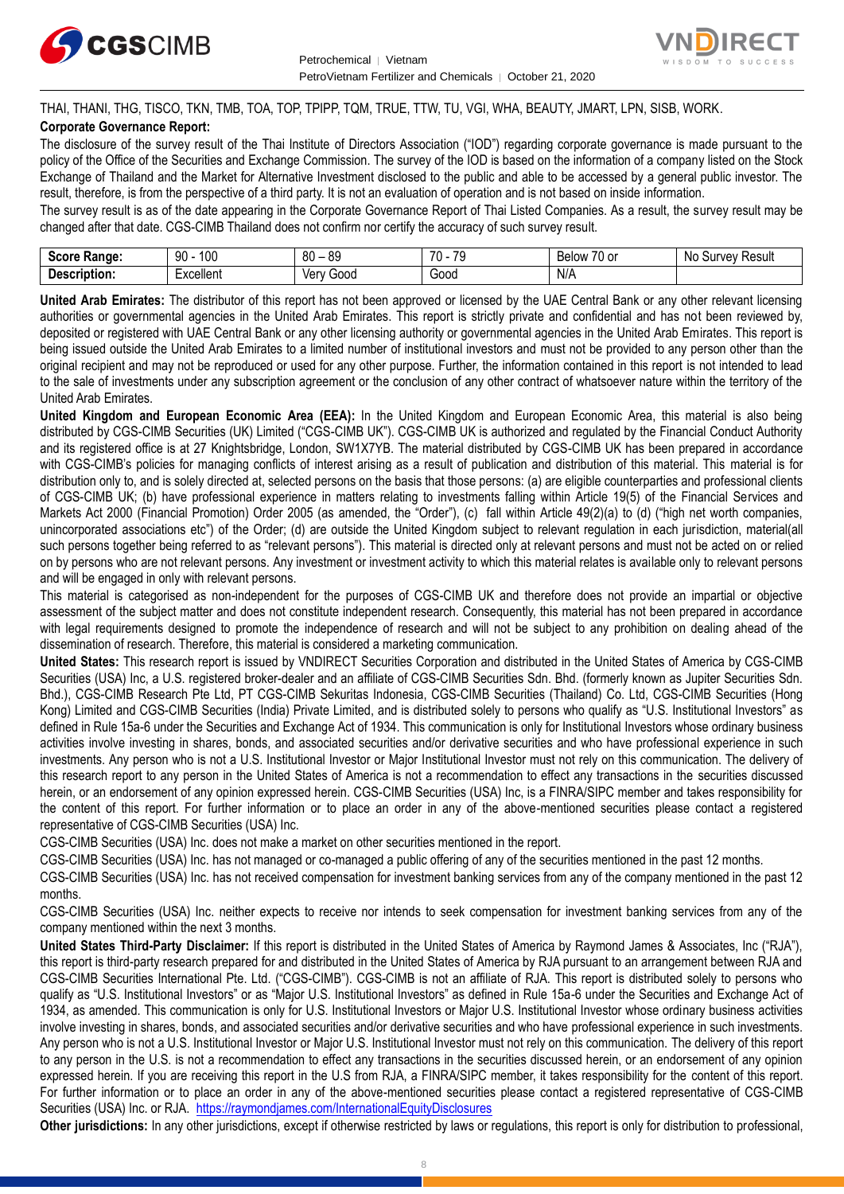THAI, THANI, THG, TISCO, TKN, TMB, TOA, TOP, TPIPP, TQM, TRUE, TTW, TU, VGI, WHA, BEAUTY, JMART, LPN, SISB, WORK.

**Corporate Governance Report:**

The disclosure of the survey result of the Thai Institute of Directors Association ("IOD") regarding corporate governance is made pursuant to the policy of the Office of the Securities and Exchange Commission. The survey of the IOD is based on the information of a company listed on the Stock Exchange of Thailand and the Market for Alternative Investment disclosed to the public and able to be accessed by a general public investor. The result, therefore, is from the perspective of a third party. It is not an evaluation of operation and is not based on inside information.

The survey result is as of the date appearing in the Corporate Governance Report of Thai Listed Companies. As a result, the survey result may be changed after that date. CGS-CIMB Thailand does not confirm nor certify the accuracy of such survey result.

| **Score Range:** | 90 - 100 | 80 – 89 | 70 - 79 | Below 70 or | No Survey Result |
|---|---|---|---|---|---|
| **Description:** | Excellent | Very Good | Good | N/A | |

**United Arab Emirates:** The distributor of this report has not been approved or licensed by the UAE Central Bank or any other relevant licensing authorities or governmental agencies in the United Arab Emirates. This report is strictly private and confidential and has not been reviewed by, deposited or registered with UAE Central Bank or any other licensing authority or governmental agencies in the United Arab Emirates. This report is being issued outside the United Arab Emirates to a limited number of institutional investors and must not be provided to any person other than the original recipient and may not be reproduced or used for any other purpose. Further, the information contained in this report is not intended to lead to the sale of investments under any subscription agreement or the conclusion of any other contract of whatsoever nature within the territory of the United Arab Emirates.

**United Kingdom and European Economic Area (EEA):** In the United Kingdom and European Economic Area, this material is also being distributed by CGS-CIMB Securities (UK) Limited ("CGS-CIMB UK"). CGS-CIMB UK is authorized and regulated by the Financial Conduct Authority and its registered office is at 27 Knightsbridge, London, SW1X7YB. The material distributed by CGS-CIMB UK has been prepared in accordance with CGS-CIMB's policies for managing conflicts of interest arising as a result of publication and distribution of this material. This material is for distribution only to, and is solely directed at, selected persons on the basis that those persons: (a) are eligible counterparties and professional clients of CGS-CIMB UK; (b) have professional experience in matters relating to investments falling within Article 19(5) of the Financial Services and Markets Act 2000 (Financial Promotion) Order 2005 (as amended, the "Order"), (c) fall within Article 49(2)(a) to (d) ("high net worth companies, unincorporated associations etc") of the Order; (d) are outside the United Kingdom subject to relevant regulation in each jurisdiction, material(all such persons together being referred to as "relevant persons"). This material is directed only at relevant persons and must not be acted on or relied on by persons who are not relevant persons. Any investment or investment activity to which this material relates is available only to relevant persons and will be engaged in only with relevant persons.

This material is categorised as non-independent for the purposes of CGS-CIMB UK and therefore does not provide an impartial or objective assessment of the subject matter and does not constitute independent research. Consequently, this material has not been prepared in accordance with legal requirements designed to promote the independence of research and will not be subject to any prohibition on dealing ahead of the dissemination of research. Therefore, this material is considered a marketing communication.

**United States:** This research report is issued by VNDIRECT Securities Corporation and distributed in the United States of America by CGS-CIMB Securities (USA) Inc, a U.S. registered broker-dealer and an affiliate of CGS-CIMB Securities Sdn. Bhd. (formerly known as Jupiter Securities Sdn. Bhd.), CGS-CIMB Research Pte Ltd, PT CGS-CIMB Sekuritas Indonesia, CGS-CIMB Securities (Thailand) Co. Ltd, CGS-CIMB Securities (Hong Kong) Limited and CGS-CIMB Securities (India) Private Limited, and is distributed solely to persons who qualify as "U.S. Institutional Investors" as defined in Rule 15a-6 under the Securities and Exchange Act of 1934. This communication is only for Institutional Investors whose ordinary business activities involve investing in shares, bonds, and associated securities and/or derivative securities and who have professional experience in such investments. Any person who is not a U.S. Institutional Investor or Major Institutional Investor must not rely on this communication. The delivery of this research report to any person in the United States of America is not a recommendation to effect any transactions in the securities discussed herein, or an endorsement of any opinion expressed herein. CGS-CIMB Securities (USA) Inc, is a FINRA/SIPC member and takes responsibility for the content of this report. For further information or to place an order in any of the above-mentioned securities please contact a registered representative of CGS-CIMB Securities (USA) Inc.

CGS-CIMB Securities (USA) Inc. does not make a market on other securities mentioned in the report.

CGS-CIMB Securities (USA) Inc. has not managed or co-managed a public offering of any of the securities mentioned in the past 12 months.

CGS-CIMB Securities (USA) Inc. has not received compensation for investment banking services from any of the company mentioned in the past 12 months.

CGS-CIMB Securities (USA) Inc. neither expects to receive nor intends to seek compensation for investment banking services from any of the company mentioned within the next 3 months.

**United States Third-Party Disclaimer:** If this report is distributed in the United States of America by Raymond James & Associates, Inc ("RJA"), this report is third-party research prepared for and distributed in the United States of America by RJA pursuant to an arrangement between RJA and CGS-CIMB Securities International Pte. Ltd. ("CGS-CIMB"). CGS-CIMB is not an affiliate of RJA. This report is distributed solely to persons who qualify as "U.S. Institutional Investors" or as "Major U.S. Institutional Investors" as defined in Rule 15a-6 under the Securities and Exchange Act of 1934, as amended. This communication is only for U.S. Institutional Investors or Major U.S. Institutional Investor whose ordinary business activities involve investing in shares, bonds, and associated securities and/or derivative securities and who have professional experience in such investments. Any person who is not a U.S. Institutional Investor or Major U.S. Institutional Investor must not rely on this communication. The delivery of this report to any person in the U.S. is not a recommendation to effect any transactions in the securities discussed herein, or an endorsement of any opinion expressed herein. If you are receiving this report in the U.S from RJA, a FINRA/SIPC member, it takes responsibility for the content of this report. For further information or to place an order in any of the above-mentioned securities please contact a registered representative of CGS-CIMB Securities (USA) Inc. or RJA. https://raymondjames.com/InternationalEquityDisclosures

**Other jurisdictions:** In any other jurisdictions, except if otherwise restricted by laws or regulations, this report is only for distribution to professional,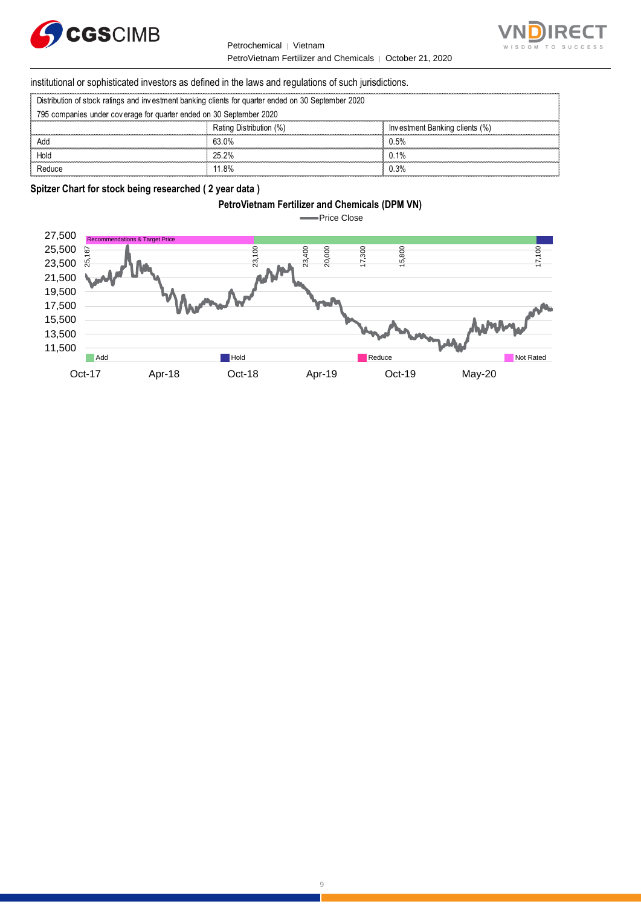institutional or sophisticated investors as defined in the laws and regulations of such jurisdictions.

| Distribution of stock ratings and investment banking clients for quarter ended on 30 September 2020 | | |
|---|---|---|
| 795 companies under coverage for quarter ended on 30 September 2020 | | |
| | Rating Distribution (%) | Investment Banking clients (%) |
| Add | 63.0% | 0.5% |
| Hold | 25.2% | 0.1% |
| Reduce | 11.8% | 0.3% |

**Spitzer Chart for stock being researched ( 2 year data )**

**PetroVietnam Fertilizer and Chemicals (DPM VN)**

Price Close

Recommendations & Target Price: 25,167; 23,100; 23,400; 20,000; 17,300; 15,800; 17,100

Add | Hold | Reduce | Not Rated

Oct-17 | Apr-18 | Oct-18 | Apr-19 | Oct-19 | May-20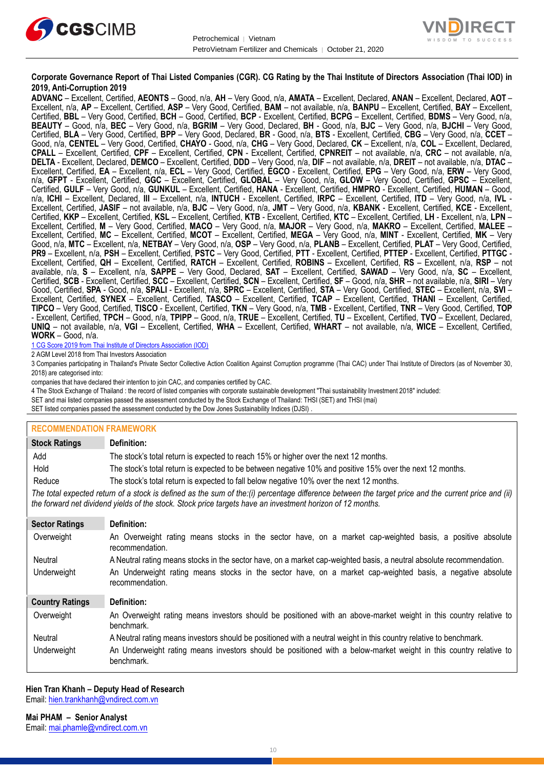**Corporate Governance Report of Thai Listed Companies (CGR). CG Rating by the Thai Institute of Directors Association (Thai IOD) in 2019, Anti-Corruption 2019**

**ADVANC** – Excellent, Certified, **AEONTS** – Good, n/a, **AH** – Very Good, n/a, **AMATA** – Excellent, Declared, **ANAN** – Excellent, Declared, **AOT** – Excellent, n/a, **AP** – Excellent, Certified, **ASP** – Very Good, Certified, **BAM** – not available, n/a, **BANPU** – Excellent, Certified, **BAY** – Excellent, Certified, **BBL** – Very Good, Certified, **BCH** – Good, Certified, **BCP** - Excellent, Certified, **BCPG** – Excellent, Certified, **BDMS** – Very Good, n/a, **BEAUTY** – Good, n/a, **BEC** – Very Good, n/a, **BGRIM** – Very Good, Declared, **BH** - Good, n/a, **BJC** – Very Good, n/a, **BJCHI** – Very Good, Certified, **BLA** – Very Good, Certified, **BPP** – Very Good, Declared, **BR** - Good, n/a, **BTS** - Excellent, Certified, **CBG** – Very Good, n/a, **CCET** – Good, n/a, **CENTEL** – Very Good, Certified, **CHAYO** - Good, n/a, **CHG** – Very Good, Declared, **CK** – Excellent, n/a, **COL** – Excellent, Declared, **CPALL** – Excellent, Certified, **CPF** – Excellent, Certified, **CPN** - Excellent, Certified, **CPNREIT** – not available, n/a, **CRC** – not available, n/a, **DELTA** - Excellent, Declared, **DEMCO** – Excellent, Certified, **DDD** – Very Good, n/a, **DIF** – not available, n/a, **DREIT** – not available, n/a, **DTAC** – Excellent, Certified, **EA** – Excellent, n/a, **ECL** – Very Good, Certified, **EGCO** - Excellent, Certified, **EPG** – Very Good, n/a, **ERW** – Very Good, n/a, **GFPT** - Excellent, Certified, **GGC** – Excellent, Certified, **GLOBAL** – Very Good, n/a, **GLOW** – Very Good, Certified, **GPSC** – Excellent, Certified, **GULF** – Very Good, n/a, **GUNKUL** – Excellent, Certified, **HANA** - Excellent, Certified, **HMPRO** - Excellent, Certified, **HUMAN** – Good, n/a, **ICHI** – Excellent, Declared, **III** – Excellent, n/a, **INTUCH** - Excellent, Certified, **IRPC** – Excellent, Certified, **ITD** – Very Good, n/a, **IVL** - Excellent, Certified, **JASIF** – not available, n/a, **BJC** – Very Good, n/a, **JMT** – Very Good, n/a, **KBANK** - Excellent, Certified, **KCE** - Excellent, Certified, **KKP** – Excellent, Certified, **KSL** – Excellent, Certified, **KTB** - Excellent, Certified, **KTC** – Excellent, Certified, **LH** - Excellent, n/a, **LPN** – Excellent, Certified, **M** – Very Good, Certified, **MACO** – Very Good, n/a, **MAJOR** – Very Good, n/a, **MAKRO** – Excellent, Certified, **MALEE** – Excellent, Certified, **MC** – Excellent, Certified, **MCOT** – Excellent, Certified, **MEGA** – Very Good, n/a, **MINT** - Excellent, Certified, **MK** – Very Good, n/a, **MTC** – Excellent, n/a, **NETBAY** – Very Good, n/a, **OSP** – Very Good, n/a, **PLANB** – Excellent, Certified, **PLAT** – Very Good, Certified, **PR9** – Excellent, n/a, **PSH** – Excellent, Certified, **PSTC** – Very Good, Certified, **PTT** - Excellent, Certified, **PTTEP** - Excellent, Certified, **PTTGC** - Excellent, Certified, **QH** – Excellent, Certified, **RATCH** – Excellent, Certified, **ROBINS** – Excellent, Certified, **RS** – Excellent, n/a, **RSP** – not available, n/a, **S** – Excellent, n/a, **SAPPE** – Very Good, Declared, **SAT** – Excellent, Certified, **SAWAD** – Very Good, n/a, **SC** – Excellent, Certified, **SCB** - Excellent, Certified, **SCC** – Excellent, Certified, **SCN** – Excellent, Certified, **SF** – Good, n/a, **SHR** – not available, n/a, **SIRI** – Very Good, Certified, **SPA** - Good, n/a, **SPALI** - Excellent, n/a, **SPRC** – Excellent, Certified, **STA** – Very Good, Certified, **STEC** – Excellent, n/a, **SVI** – Excellent, Certified, **SYNEX** – Excellent, Certified, **TASCO** – Excellent, Certified, **TCAP** – Excellent, Certified, **THANI** – Excellent, Certified, **TIPCO** – Very Good, Certified, **TISCO** - Excellent, Certified, **TKN** – Very Good, n/a, **TMB** - Excellent, Certified, **TNR** – Very Good, Certified, **TOP** - Excellent, Certified, **TPCH** – Good, n/a, **TPIPP** – Good, n/a, **TRUE** – Excellent, Certified, **TU** – Excellent, Certified, **TVO** – Excellent, Declared, **UNIQ** – not available, n/a, **VGI** – Excellent, Certified, **WHA** – Excellent, Certified, **WHART** – not available, n/a, **WICE** – Excellent, Certified, **WORK** – Good, n/a.

1 CG Score 2019 from Thai Institute of Directors Association (IOD)

2 AGM Level 2018 from Thai Investors Association

3 Companies participating in Thailand's Private Sector Collective Action Coalition Against Corruption programme (Thai CAC) under Thai Institute of Directors (as of November 30, 2018) are categorised into:

companies that have declared their intention to join CAC, and companies certified by CAC.

4 The Stock Exchange of Thailand : the record of listed companies with corporate sustainable development "Thai sustainability Investment 2018" included:

SET and mai listed companies passed the assessment conducted by the Stock Exchange of Thailand: THSI (SET) and THSI (mai)

SET listed companies passed the assessment conducted by the Dow Jones Sustainability Indices (DJSI) .

## RECOMMENDATION FRAMEWORK

| Stock Ratings | Definition: |
|---|---|
| Add | The stock's total return is expected to reach 15% or higher over the next 12 months. |
| Hold | The stock's total return is expected to be between negative 10% and positive 15% over the next 12 months. |
| Reduce | The stock's total return is expected to fall below negative 10% over the next 12 months. |

*The total expected return of a stock is defined as the sum of the:(i) percentage difference between the target price and the current price and (ii) the forward net dividend yields of the stock. Stock price targets have an investment horizon of 12 months.*

| Sector Ratings | Definition: |
|---|---|
| Overweight | An Overweight rating means stocks in the sector have, on a market cap-weighted basis, a positive absolute recommendation. |
| Neutral | A Neutral rating means stocks in the sector have, on a market cap-weighted basis, a neutral absolute recommendation. |
| Underweight | An Underweight rating means stocks in the sector have, on a market cap-weighted basis, a negative absolute recommendation. |

| Country Ratings | Definition: |
|---|---|
| Overweight | An Overweight rating means investors should be positioned with an above-market weight in this country relative to benchmark. |
| Neutral | A Neutral rating means investors should be positioned with a neutral weight in this country relative to benchmark. |
| Underweight | An Underweight rating means investors should be positioned with a below-market weight in this country relative to benchmark. |

**Hien Tran Khanh – Deputy Head of Research**
Email: hien.trankhanh@vndirect.com.vn

**Mai PHAM – Senior Analyst**
Email: mai.phamle@vndirect.com.vn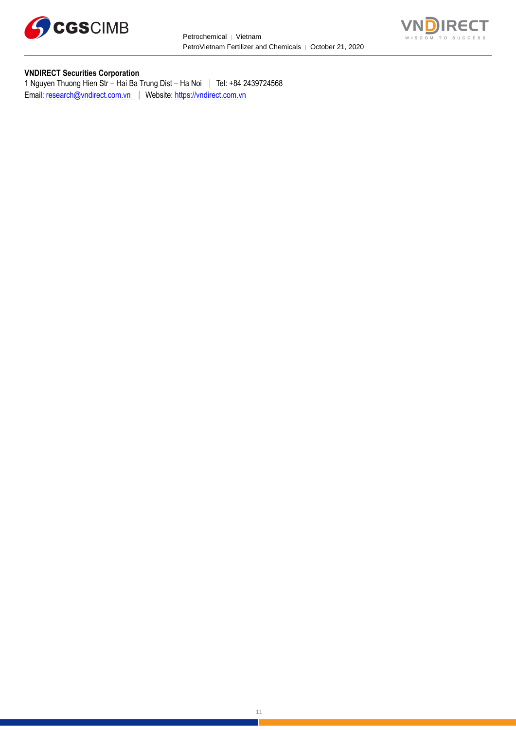**VNDIRECT Securities Corporation**

1 Nguyen Thuong Hien Str – Hai Ba Trung Dist – Ha Noi | Tel: +84 2439724568

Email: [research@vndirect.com.vn](mailto:research@vndirect.com.vn) | Website: [https://vndirect.com.vn](https://vndirect.com.vn)